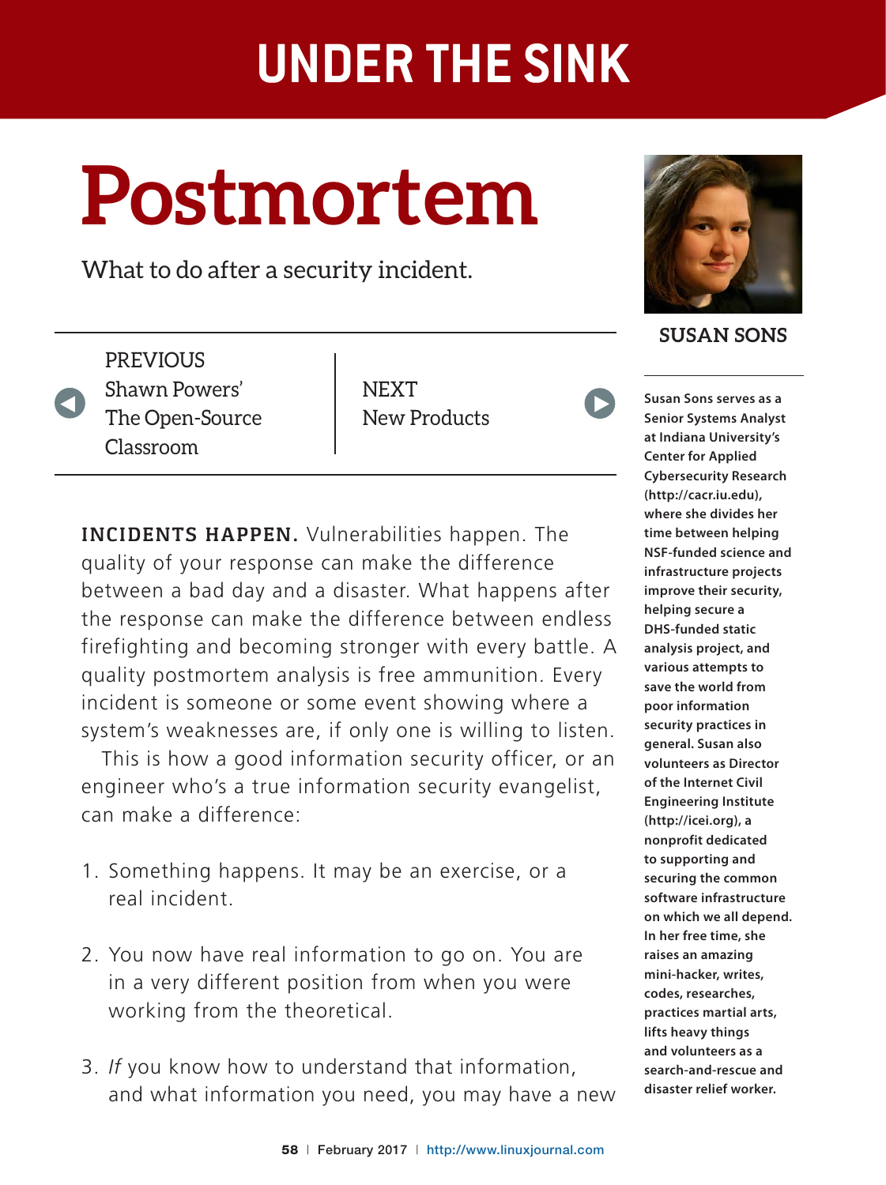# Postmortem

What to do after a security incident.

PREVIOUS
Shawn Powers' The Open-Source Classroom

NEXT
New Products

**SUSAN SONS**

**Susan Sons serves as a Senior Systems Analyst at Indiana University's Center for Applied Cybersecurity Research (http://cacr.iu.edu), where she divides her time between helping NSF-funded science and infrastructure projects improve their security, helping secure a DHS-funded static analysis project, and various attempts to save the world from poor information security practices in general. Susan also volunteers as Director of the Internet Civil Engineering Institute (http://icei.org), a nonprofit dedicated to supporting and securing the common software infrastructure on which we all depend. In her free time, she raises an amazing mini-hacker, writes, codes, researches, practices martial arts, lifts heavy things and volunteers as a search-and-rescue and disaster relief worker.**

**INCIDENTS HAPPEN.** Vulnerabilities happen. The quality of your response can make the difference between a bad day and a disaster. What happens after the response can make the difference between endless firefighting and becoming stronger with every battle. A quality postmortem analysis is free ammunition. Every incident is someone or some event showing where a system's weaknesses are, if only one is willing to listen.

This is how a good information security officer, or an engineer who's a true information security evangelist, can make a difference:

1. Something happens. It may be an exercise, or a real incident.

2. You now have real information to go on. You are in a very different position from when you were working from the theoretical.

3. *If* you know how to understand that information, and what information you need, you may have a new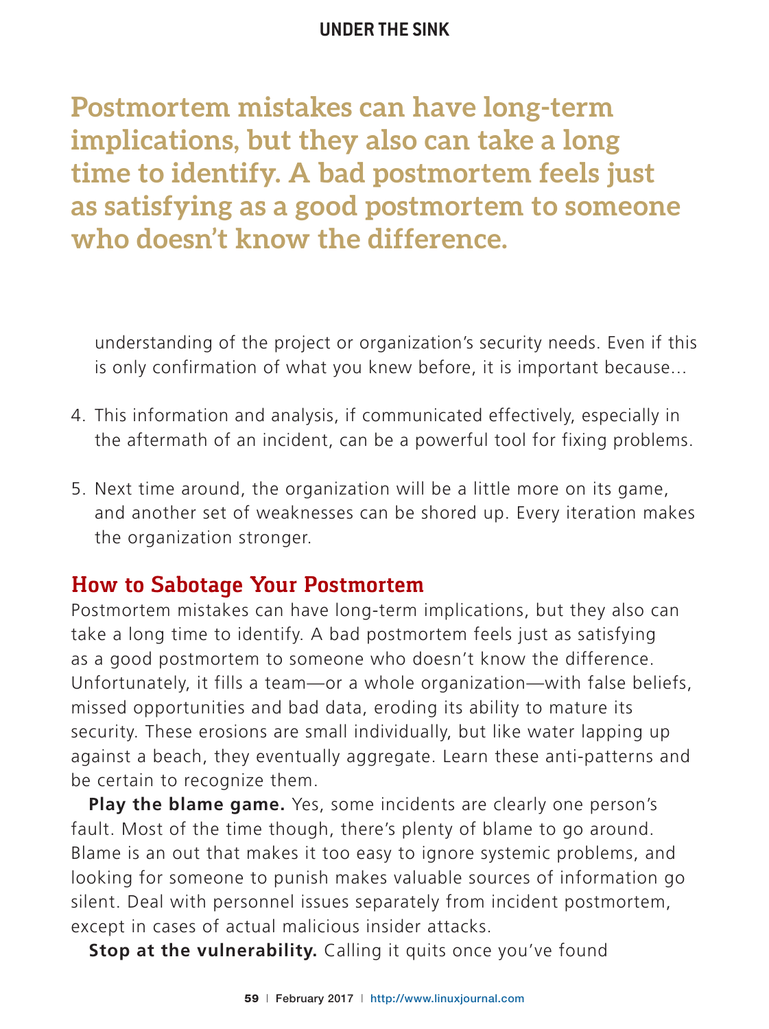**Postmortem mistakes can have long-term implications, but they also can take a long time to identify. A bad postmortem feels just as satisfying as a good postmortem to someone who doesn't know the difference.**

understanding of the project or organization's security needs. Even if this is only confirmation of what you knew before, it is important because...

4. This information and analysis, if communicated effectively, especially in the aftermath of an incident, can be a powerful tool for fixing problems.

5. Next time around, the organization will be a little more on its game, and another set of weaknesses can be shored up. Every iteration makes the organization stronger.

## How to Sabotage Your Postmortem

Postmortem mistakes can have long-term implications, but they also can take a long time to identify. A bad postmortem feels just as satisfying as a good postmortem to someone who doesn't know the difference. Unfortunately, it fills a team—or a whole organization—with false beliefs, missed opportunities and bad data, eroding its ability to mature its security. These erosions are small individually, but like water lapping up against a beach, they eventually aggregate. Learn these anti-patterns and be certain to recognize them.

**Play the blame game.** Yes, some incidents are clearly one person's fault. Most of the time though, there's plenty of blame to go around. Blame is an out that makes it too easy to ignore systemic problems, and looking for someone to punish makes valuable sources of information go silent. Deal with personnel issues separately from incident postmortem, except in cases of actual malicious insider attacks.

**Stop at the vulnerability.** Calling it quits once you've found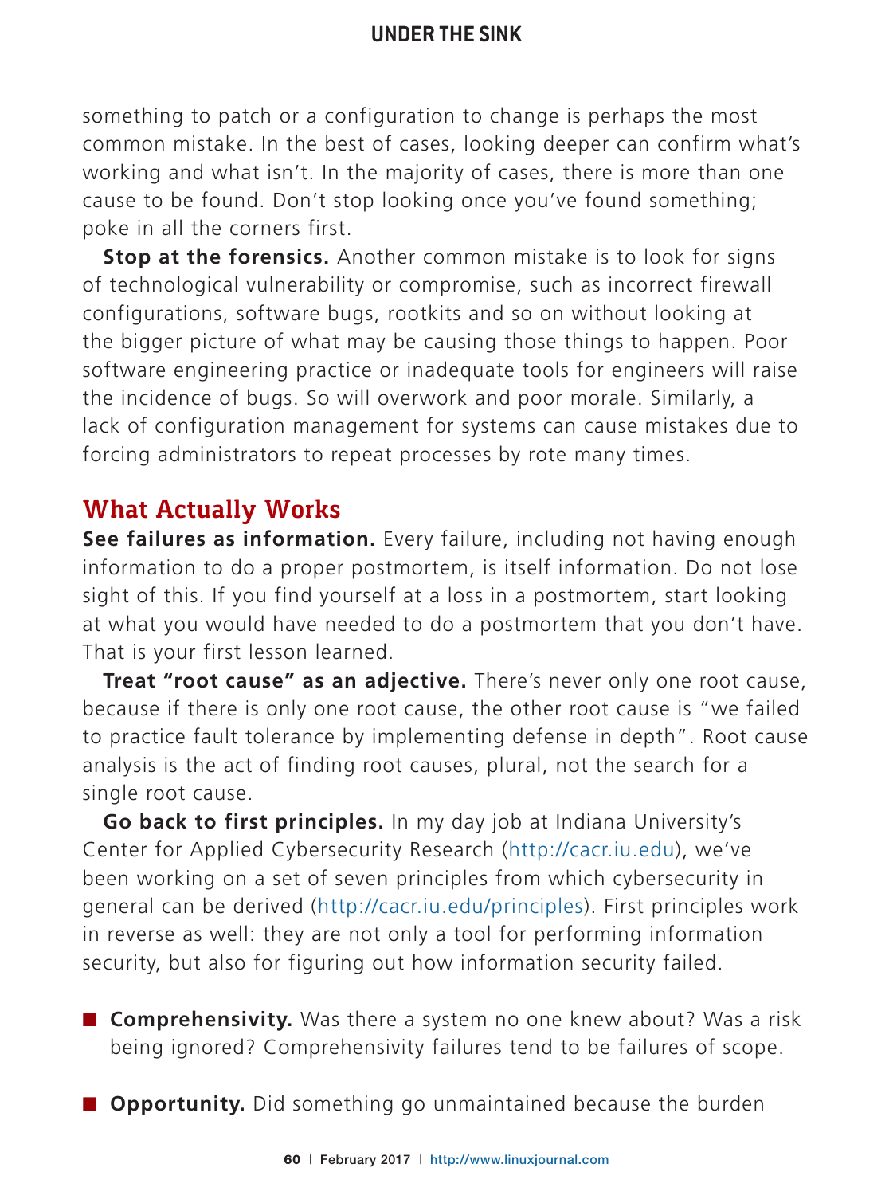something to patch or a configuration to change is perhaps the most common mistake. In the best of cases, looking deeper can confirm what's working and what isn't. In the majority of cases, there is more than one cause to be found. Don't stop looking once you've found something; poke in all the corners first.

**Stop at the forensics.** Another common mistake is to look for signs of technological vulnerability or compromise, such as incorrect firewall configurations, software bugs, rootkits and so on without looking at the bigger picture of what may be causing those things to happen. Poor software engineering practice or inadequate tools for engineers will raise the incidence of bugs. So will overwork and poor morale. Similarly, a lack of configuration management for systems can cause mistakes due to forcing administrators to repeat processes by rote many times.

## What Actually Works

**See failures as information.** Every failure, including not having enough information to do a proper postmortem, is itself information. Do not lose sight of this. If you find yourself at a loss in a postmortem, start looking at what you would have needed to do a postmortem that you don't have. That is your first lesson learned.

**Treat "root cause" as an adjective.** There's never only one root cause, because if there is only one root cause, the other root cause is "we failed to practice fault tolerance by implementing defense in depth". Root cause analysis is the act of finding root causes, plural, not the search for a single root cause.

**Go back to first principles.** In my day job at Indiana University's Center for Applied Cybersecurity Research (http://cacr.iu.edu), we've been working on a set of seven principles from which cybersecurity in general can be derived (http://cacr.iu.edu/principles). First principles work in reverse as well: they are not only a tool for performing information security, but also for figuring out how information security failed.

- **Comprehensivity.** Was there a system no one knew about? Was a risk being ignored? Comprehensivity failures tend to be failures of scope.

- **Opportunity.** Did something go unmaintained because the burden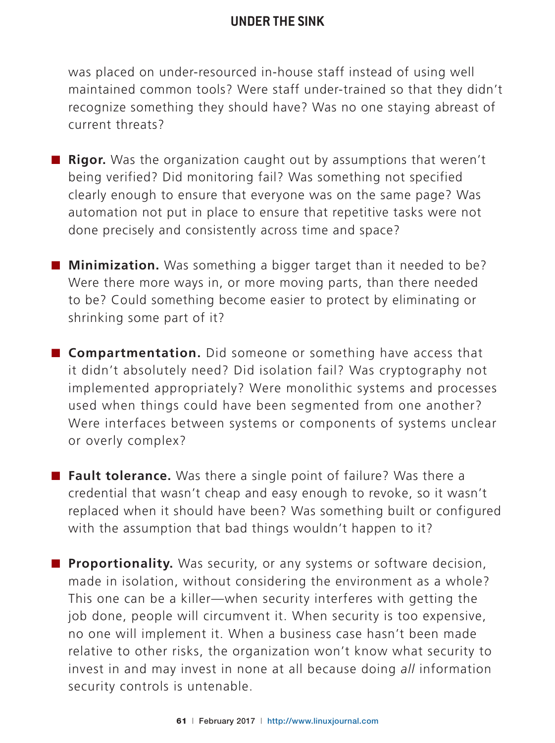was placed on under-resourced in-house staff instead of using well maintained common tools? Were staff under-trained so that they didn't recognize something they should have? Was no one staying abreast of current threats?

- **Rigor.** Was the organization caught out by assumptions that weren't being verified? Did monitoring fail? Was something not specified clearly enough to ensure that everyone was on the same page? Was automation not put in place to ensure that repetitive tasks were not done precisely and consistently across time and space?

- **Minimization.** Was something a bigger target than it needed to be? Were there more ways in, or more moving parts, than there needed to be? Could something become easier to protect by eliminating or shrinking some part of it?

- **Compartmentation.** Did someone or something have access that it didn't absolutely need? Did isolation fail? Was cryptography not implemented appropriately? Were monolithic systems and processes used when things could have been segmented from one another? Were interfaces between systems or components of systems unclear or overly complex?

- **Fault tolerance.** Was there a single point of failure? Was there a credential that wasn't cheap and easy enough to revoke, so it wasn't replaced when it should have been? Was something built or configured with the assumption that bad things wouldn't happen to it?

- **Proportionality.** Was security, or any systems or software decision, made in isolation, without considering the environment as a whole? This one can be a killer—when security interferes with getting the job done, people will circumvent it. When security is too expensive, no one will implement it. When a business case hasn't been made relative to other risks, the organization won't know what security to invest in and may invest in none at all because doing *all* information security controls is untenable.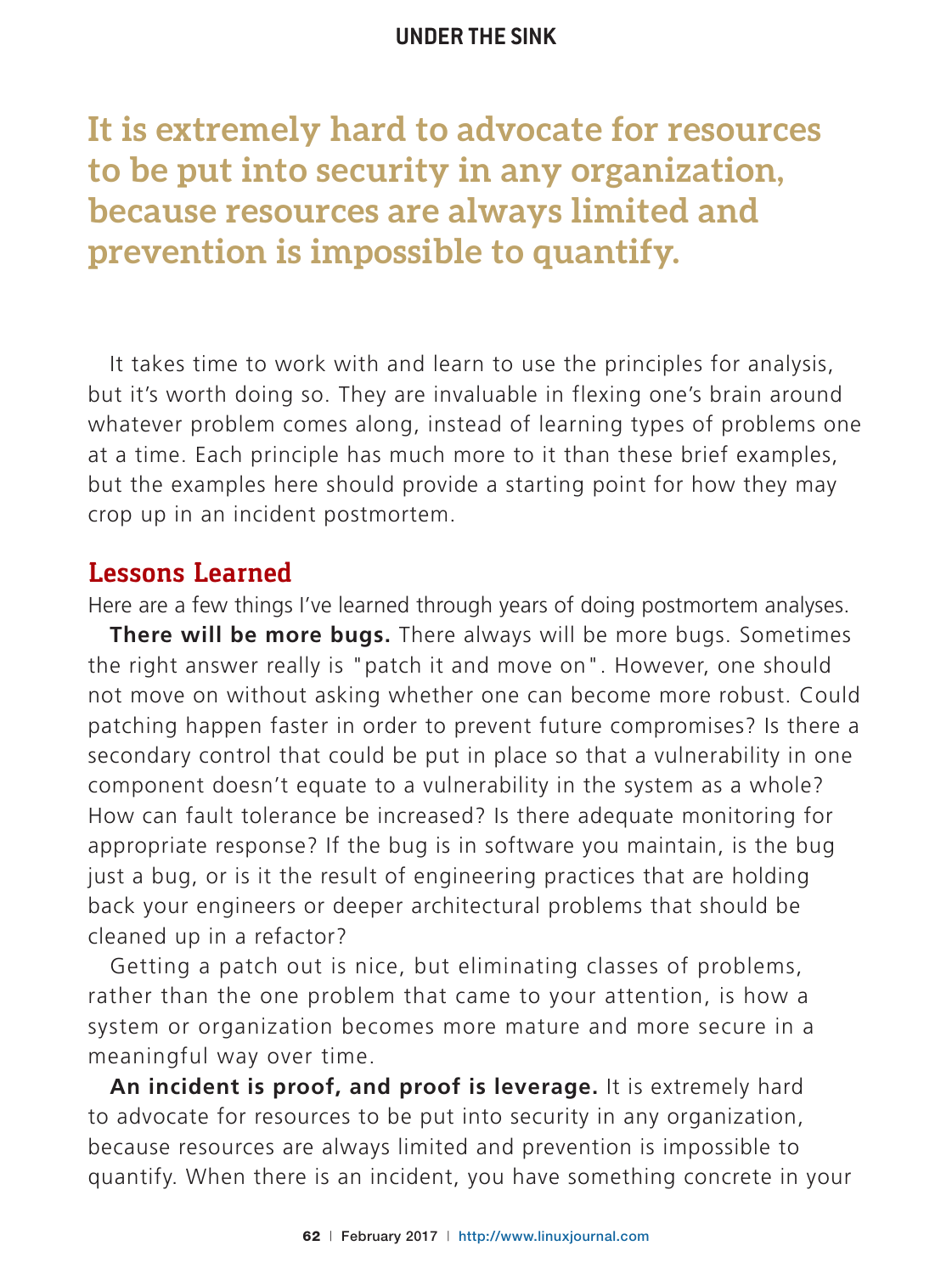> **It is extremely hard to advocate for resources to be put into security in any organization, because resources are always limited and prevention is impossible to quantify.**

It takes time to work with and learn to use the principles for analysis, but it's worth doing so. They are invaluable in flexing one's brain around whatever problem comes along, instead of learning types of problems one at a time. Each principle has much more to it than these brief examples, but the examples here should provide a starting point for how they may crop up in an incident postmortem.

## Lessons Learned

Here are a few things I've learned through years of doing postmortem analyses.

**There will be more bugs.** There always will be more bugs. Sometimes the right answer really is "patch it and move on". However, one should not move on without asking whether one can become more robust. Could patching happen faster in order to prevent future compromises? Is there a secondary control that could be put in place so that a vulnerability in one component doesn't equate to a vulnerability in the system as a whole? How can fault tolerance be increased? Is there adequate monitoring for appropriate response? If the bug is in software you maintain, is the bug just a bug, or is it the result of engineering practices that are holding back your engineers or deeper architectural problems that should be cleaned up in a refactor?

Getting a patch out is nice, but eliminating classes of problems, rather than the one problem that came to your attention, is how a system or organization becomes more mature and more secure in a meaningful way over time.

**An incident is proof, and proof is leverage.** It is extremely hard to advocate for resources to be put into security in any organization, because resources are always limited and prevention is impossible to quantify. When there is an incident, you have something concrete in your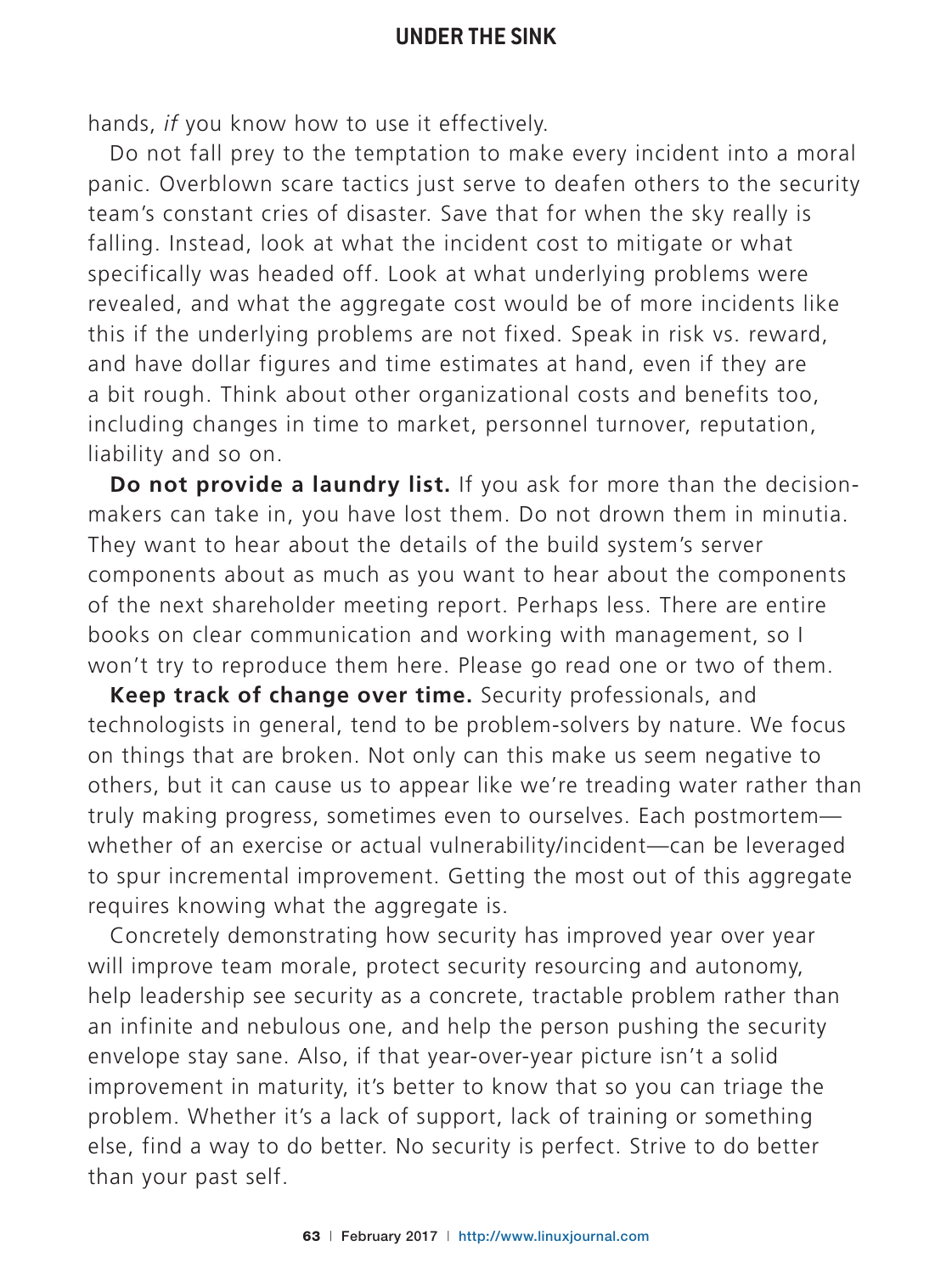hands, *if* you know how to use it effectively.

Do not fall prey to the temptation to make every incident into a moral panic. Overblown scare tactics just serve to deafen others to the security team's constant cries of disaster. Save that for when the sky really is falling. Instead, look at what the incident cost to mitigate or what specifically was headed off. Look at what underlying problems were revealed, and what the aggregate cost would be of more incidents like this if the underlying problems are not fixed. Speak in risk vs. reward, and have dollar figures and time estimates at hand, even if they are a bit rough. Think about other organizational costs and benefits too, including changes in time to market, personnel turnover, reputation, liability and so on.

**Do not provide a laundry list.** If you ask for more than the decision-makers can take in, you have lost them. Do not drown them in minutia. They want to hear about the details of the build system's server components about as much as you want to hear about the components of the next shareholder meeting report. Perhaps less. There are entire books on clear communication and working with management, so I won't try to reproduce them here. Please go read one or two of them.

**Keep track of change over time.** Security professionals, and technologists in general, tend to be problem-solvers by nature. We focus on things that are broken. Not only can this make us seem negative to others, but it can cause us to appear like we're treading water rather than truly making progress, sometimes even to ourselves. Each postmortem—whether of an exercise or actual vulnerability/incident—can be leveraged to spur incremental improvement. Getting the most out of this aggregate requires knowing what the aggregate is.

Concretely demonstrating how security has improved year over year will improve team morale, protect security resourcing and autonomy, help leadership see security as a concrete, tractable problem rather than an infinite and nebulous one, and help the person pushing the security envelope stay sane. Also, if that year-over-year picture isn't a solid improvement in maturity, it's better to know that so you can triage the problem. Whether it's a lack of support, lack of training or something else, find a way to do better. No security is perfect. Strive to do better than your past self.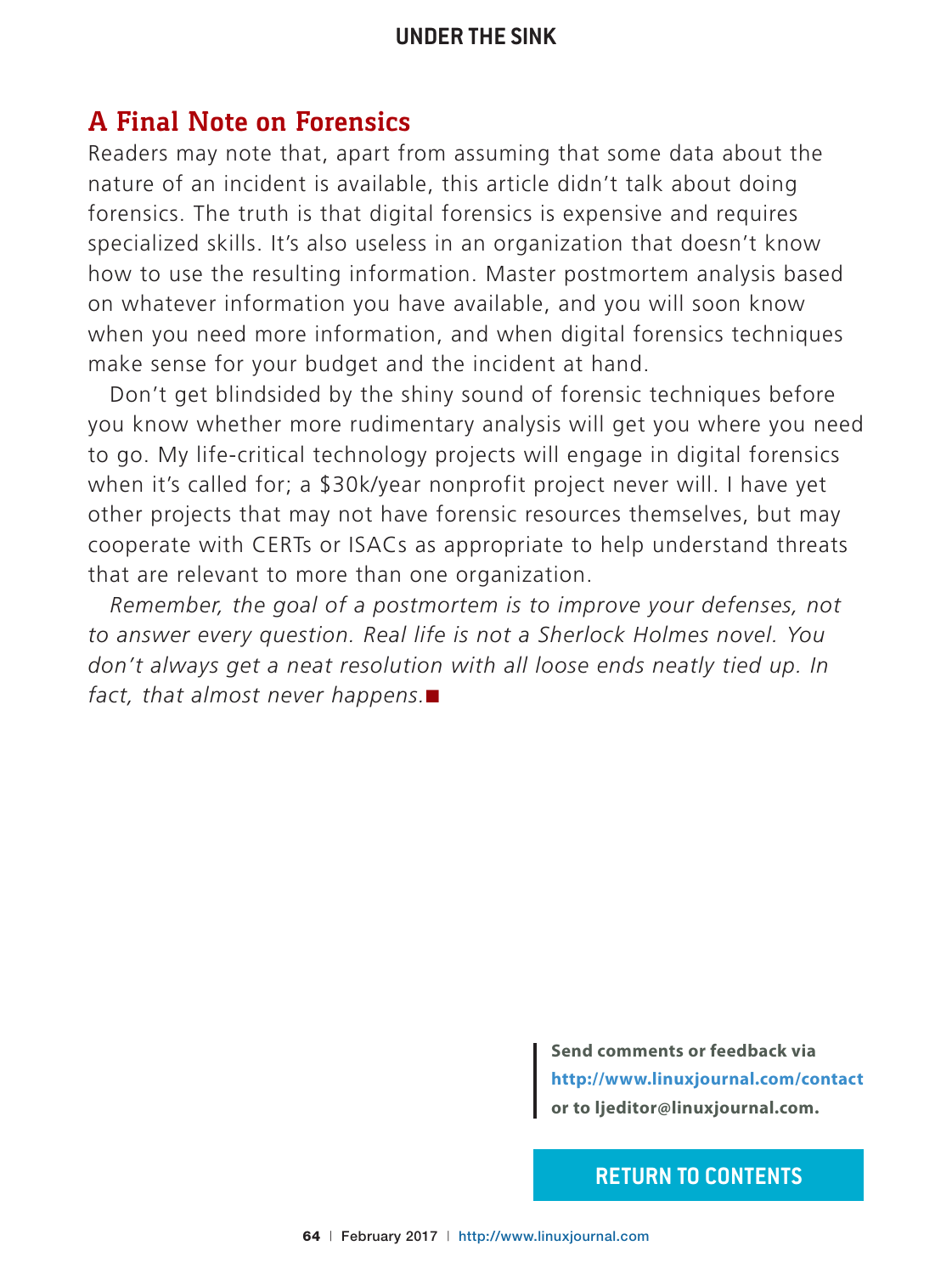## A Final Note on Forensics

Readers may note that, apart from assuming that some data about the nature of an incident is available, this article didn't talk about doing forensics. The truth is that digital forensics is expensive and requires specialized skills. It's also useless in an organization that doesn't know how to use the resulting information. Master postmortem analysis based on whatever information you have available, and you will soon know when you need more information, and when digital forensics techniques make sense for your budget and the incident at hand.

Don't get blindsided by the shiny sound of forensic techniques before you know whether more rudimentary analysis will get you where you need to go. My life-critical technology projects will engage in digital forensics when it's called for; a $30k/year nonprofit project never will. I have yet other projects that may not have forensic resources themselves, but may cooperate with CERTs or ISACs as appropriate to help understand threats that are relevant to more than one organization.

*Remember, the goal of a postmortem is to improve your defenses, not to answer every question. Real life is not a Sherlock Holmes novel. You don't always get a neat resolution with all loose ends neatly tied up. In fact, that almost never happens.* ■

**Send comments or feedback via http://www.linuxjournal.com/contact or to ljeditor@linuxjournal.com.**

RETURN TO CONTENTS